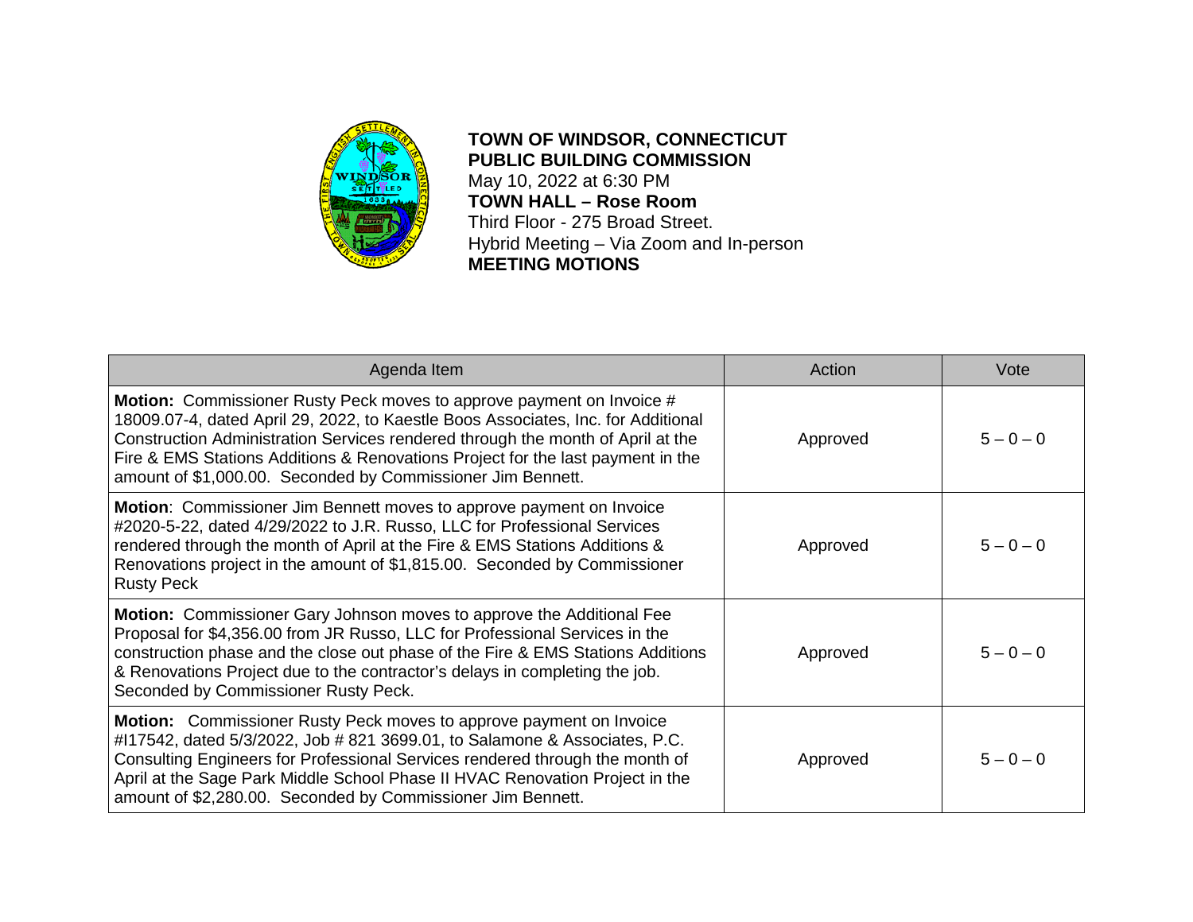**TOWN OF WINDSOR, CONNECTICUT**
**PUBLIC BUILDING COMMISSION**
May 10, 2022 at 6:30 PM
**TOWN HALL – Rose Room**
Third Floor - 275 Broad Street.
Hybrid Meeting – Via Zoom and In-person
**MEETING MOTIONS**

| Agenda Item | Action | Vote |
| --- | --- | --- |
| **Motion:** Commissioner Rusty Peck moves to approve payment on Invoice # 18009.07-4, dated April 29, 2022, to Kaestle Boos Associates, Inc. for Additional Construction Administration Services rendered through the month of April at the Fire & EMS Stations Additions & Renovations Project for the last payment in the amount of $1,000.00. Seconded by Commissioner Jim Bennett. | Approved | 5 – 0 – 0 |
| **Motion**: Commissioner Jim Bennett moves to approve payment on Invoice #2020-5-22, dated 4/29/2022 to J.R. Russo, LLC for Professional Services rendered through the month of April at the Fire & EMS Stations Additions & Renovations project in the amount of $1,815.00. Seconded by Commissioner Rusty Peck | Approved | 5 – 0 – 0 |
| **Motion:** Commissioner Gary Johnson moves to approve the Additional Fee Proposal for $4,356.00 from JR Russo, LLC for Professional Services in the construction phase and the close out phase of the Fire & EMS Stations Additions & Renovations Project due to the contractor's delays in completing the job. Seconded by Commissioner Rusty Peck. | Approved | 5 – 0 – 0 |
| **Motion:** Commissioner Rusty Peck moves to approve payment on Invoice #I17542, dated 5/3/2022, Job # 821 3699.01, to Salamone & Associates, P.C. Consulting Engineers for Professional Services rendered through the month of April at the Sage Park Middle School Phase II HVAC Renovation Project in the amount of $2,280.00. Seconded by Commissioner Jim Bennett. | Approved | 5 – 0 – 0 |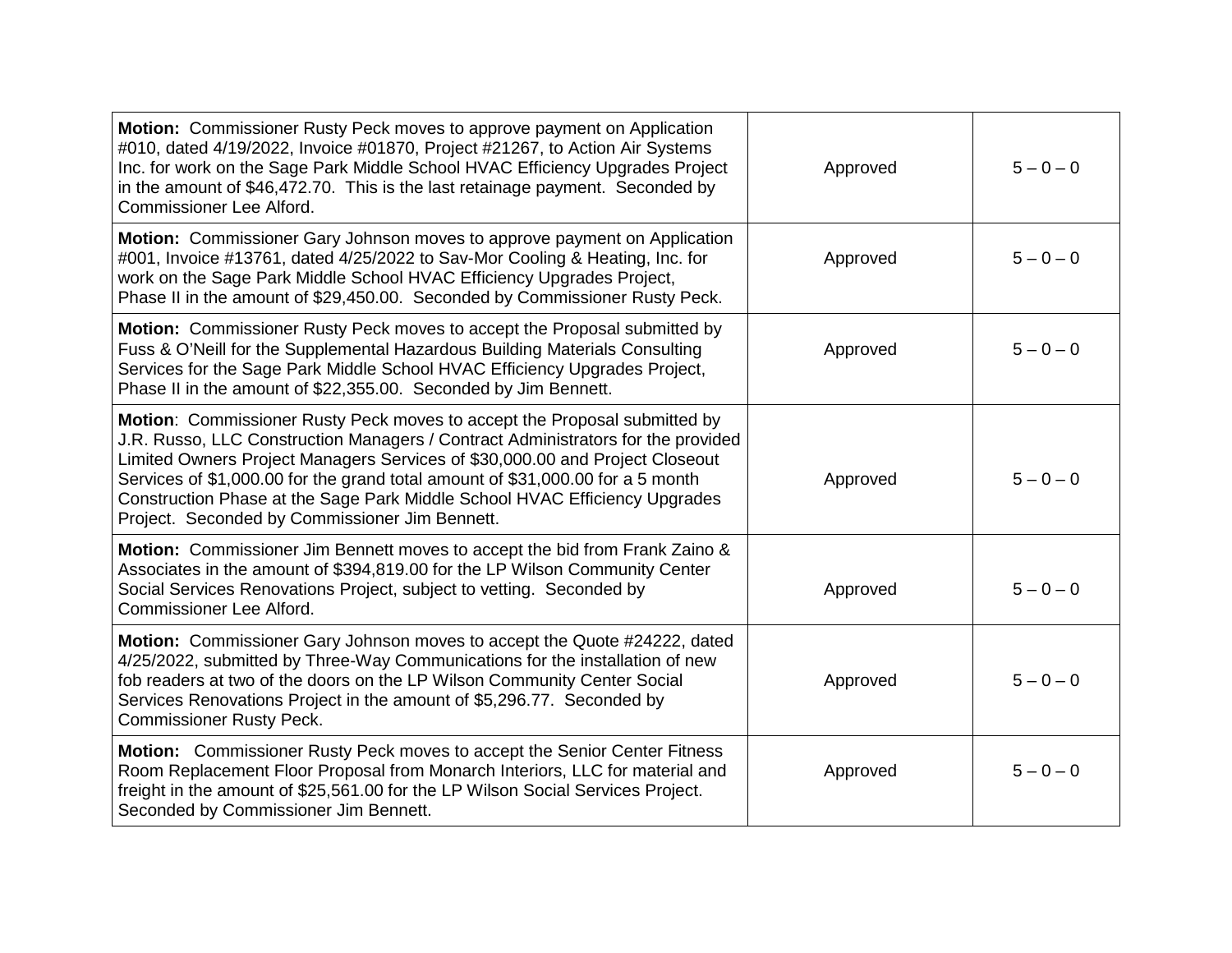| | | |
|---|---|---|
| **Motion:** Commissioner Rusty Peck moves to approve payment on Application #010, dated 4/19/2022, Invoice #01870, Project #21267, to Action Air Systems Inc. for work on the Sage Park Middle School HVAC Efficiency Upgrades Project in the amount of $46,472.70. This is the last retainage payment. Seconded by Commissioner Lee Alford. | Approved | 5 – 0 – 0 |
| **Motion:** Commissioner Gary Johnson moves to approve payment on Application #001, Invoice #13761, dated 4/25/2022 to Sav-Mor Cooling & Heating, Inc. for work on the Sage Park Middle School HVAC Efficiency Upgrades Project, Phase II in the amount of $29,450.00. Seconded by Commissioner Rusty Peck. | Approved | 5 – 0 – 0 |
| **Motion:** Commissioner Rusty Peck moves to accept the Proposal submitted by Fuss & O'Neill for the Supplemental Hazardous Building Materials Consulting Services for the Sage Park Middle School HVAC Efficiency Upgrades Project, Phase II in the amount of $22,355.00. Seconded by Jim Bennett. | Approved | 5 – 0 – 0 |
| **Motion**: Commissioner Rusty Peck moves to accept the Proposal submitted by J.R. Russo, LLC Construction Managers / Contract Administrators for the provided Limited Owners Project Managers Services of $30,000.00 and Project Closeout Services of $1,000.00 for the grand total amount of $31,000.00 for a 5 month Construction Phase at the Sage Park Middle School HVAC Efficiency Upgrades Project. Seconded by Commissioner Jim Bennett. | Approved | 5 – 0 – 0 |
| **Motion:** Commissioner Jim Bennett moves to accept the bid from Frank Zaino & Associates in the amount of $394,819.00 for the LP Wilson Community Center Social Services Renovations Project, subject to vetting. Seconded by Commissioner Lee Alford. | Approved | 5 – 0 – 0 |
| **Motion:** Commissioner Gary Johnson moves to accept the Quote #24222, dated 4/25/2022, submitted by Three-Way Communications for the installation of new fob readers at two of the doors on the LP Wilson Community Center Social Services Renovations Project in the amount of $5,296.77. Seconded by Commissioner Rusty Peck. | Approved | 5 – 0 – 0 |
| **Motion:** Commissioner Rusty Peck moves to accept the Senior Center Fitness Room Replacement Floor Proposal from Monarch Interiors, LLC for material and freight in the amount of $25,561.00 for the LP Wilson Social Services Project. Seconded by Commissioner Jim Bennett. | Approved | 5 – 0 – 0 |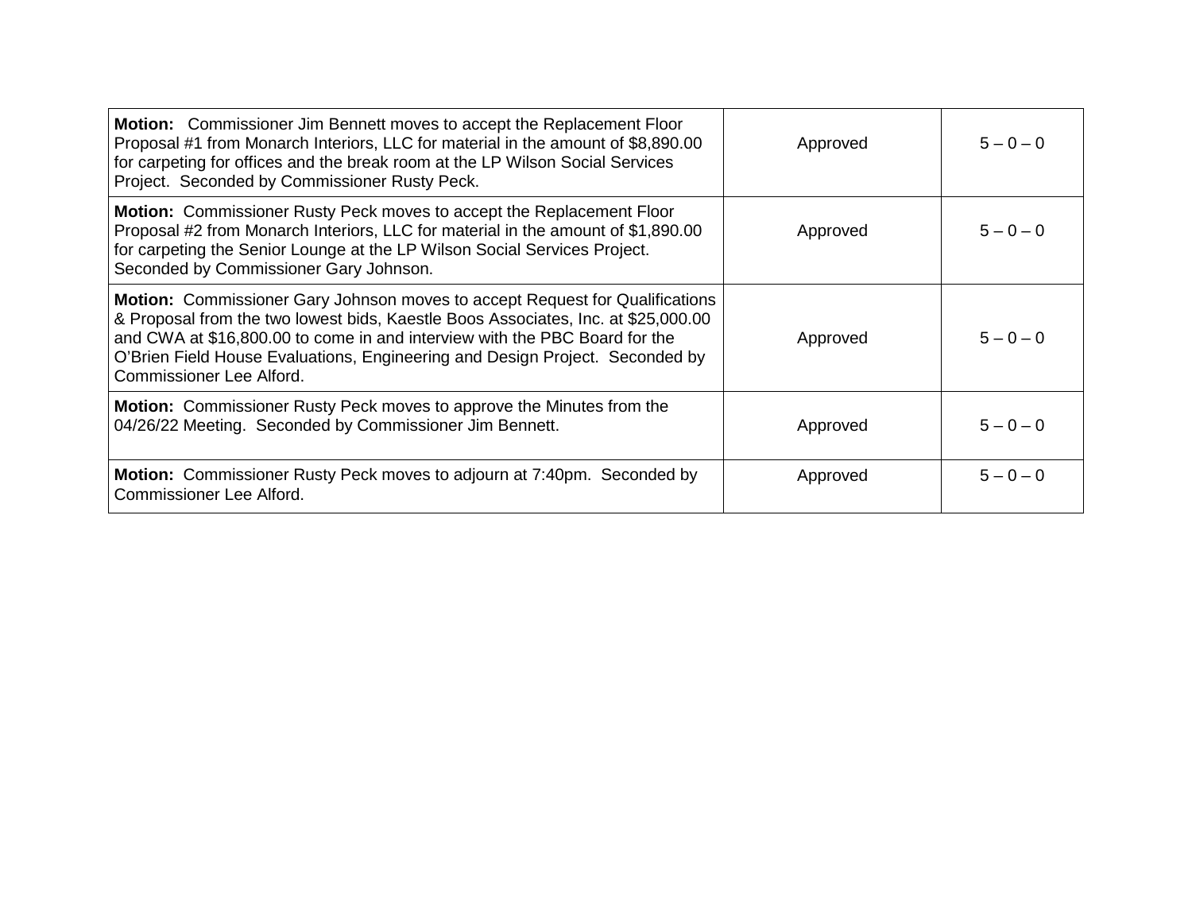| | | |
|---|---|---|
| **Motion:** Commissioner Jim Bennett moves to accept the Replacement Floor Proposal #1 from Monarch Interiors, LLC for material in the amount of $8,890.00 for carpeting for offices and the break room at the LP Wilson Social Services Project. Seconded by Commissioner Rusty Peck. | Approved | 5 – 0 – 0 |
| **Motion:** Commissioner Rusty Peck moves to accept the Replacement Floor Proposal #2 from Monarch Interiors, LLC for material in the amount of $1,890.00 for carpeting the Senior Lounge at the LP Wilson Social Services Project. Seconded by Commissioner Gary Johnson. | Approved | 5 – 0 – 0 |
| **Motion:** Commissioner Gary Johnson moves to accept Request for Qualifications & Proposal from the two lowest bids, Kaestle Boos Associates, Inc. at $25,000.00 and CWA at $16,800.00 to come in and interview with the PBC Board for the O'Brien Field House Evaluations, Engineering and Design Project. Seconded by Commissioner Lee Alford. | Approved | 5 – 0 – 0 |
| **Motion:** Commissioner Rusty Peck moves to approve the Minutes from the 04/26/22 Meeting. Seconded by Commissioner Jim Bennett. | Approved | 5 – 0 – 0 |
| **Motion:** Commissioner Rusty Peck moves to adjourn at 7:40pm. Seconded by Commissioner Lee Alford. | Approved | 5 – 0 – 0 |